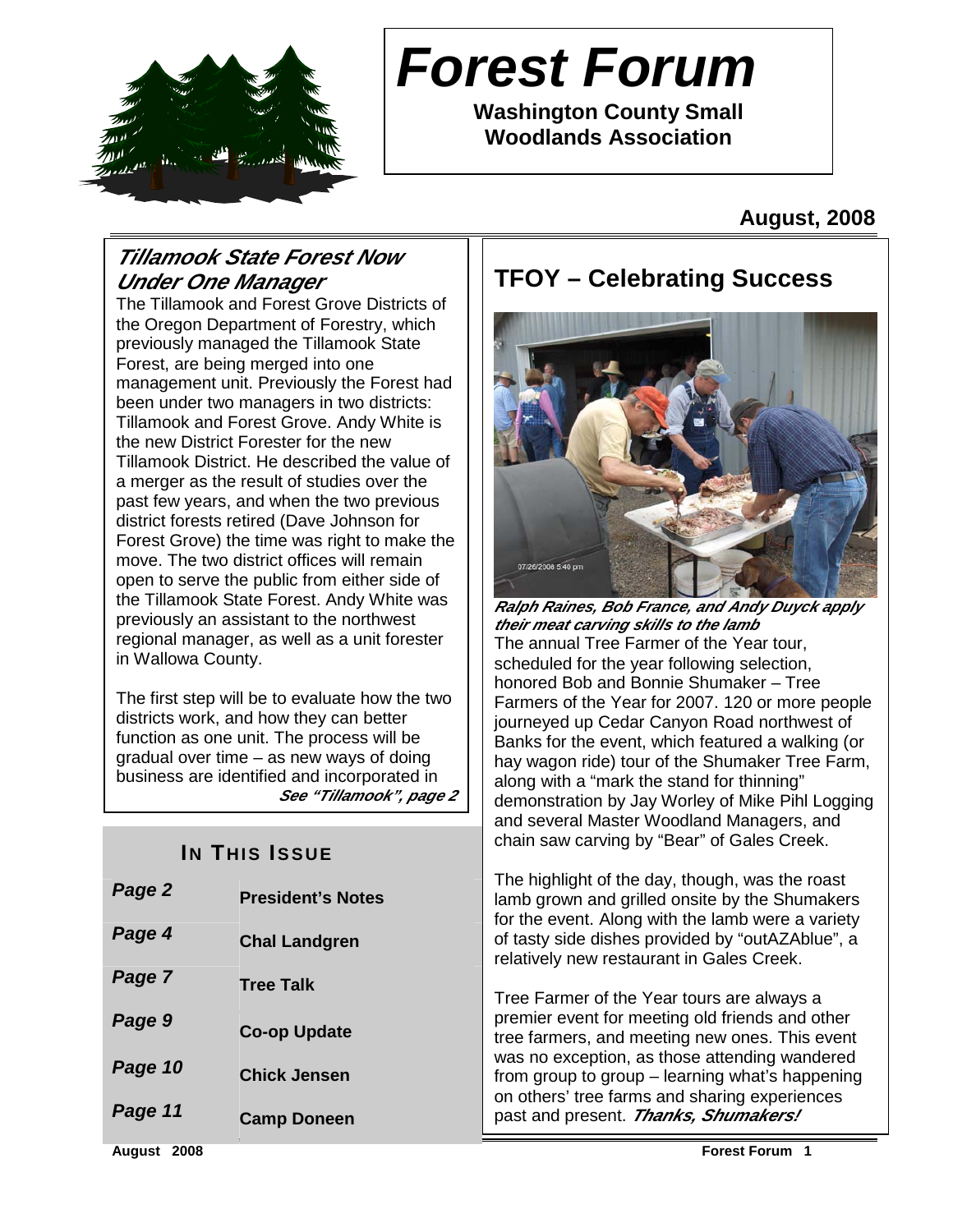# Forest Forum

**Washington County Small Woodlands Association**

**August, 2008**

## *Tillamook State Forest Now Under One Manager*

The Tillamook and Forest Grove Districts of the Oregon Department of Forestry, which previously managed the Tillamook State Forest, are being merged into one management unit. Previously the Forest had been under two managers in two districts: Tillamook and Forest Grove. Andy White is the new District Forester for the new Tillamook District. He described the value of a merger as the result of studies over the past few years, and when the two previous district forests retired (Dave Johnson for Forest Grove) the time was right to make the move. The two district offices will remain open to serve the public from either side of the Tillamook State Forest. Andy White was previously an assistant to the northwest regional manager, as well as a unit forester in Wallowa County.

The first step will be to evaluate how the two districts work, and how they can better function as one unit. The process will be gradual over time – as new ways of doing business are identified and incorporated in

***See "Tillamook", page 2***

### IN THIS ISSUE

| | |
|---|---|
| *Page 2* | **President's Notes** |
| *Page 4* | **Chal Landgren** |
| *Page 7* | **Tree Talk** |
| *Page 9* | **Co-op Update** |
| *Page 10* | **Chick Jensen** |
| *Page 11* | **Camp Doneen** |

## TFOY – Celebrating Success

***Ralph Raines, Bob France, and Andy Duyck apply their meat carving skills to the lamb***

The annual Tree Farmer of the Year tour, scheduled for the year following selection, honored Bob and Bonnie Shumaker – Tree Farmers of the Year for 2007. 120 or more people journeyed up Cedar Canyon Road northwest of Banks for the event, which featured a walking (or hay wagon ride) tour of the Shumaker Tree Farm, along with a "mark the stand for thinning" demonstration by Jay Worley of Mike Pihl Logging and several Master Woodland Managers, and chain saw carving by "Bear" of Gales Creek.

The highlight of the day, though, was the roast lamb grown and grilled onsite by the Shumakers for the event. Along with the lamb were a variety of tasty side dishes provided by "outAZAblue", a relatively new restaurant in Gales Creek.

Tree Farmer of the Year tours are always a premier event for meeting old friends and other tree farmers, and meeting new ones. This event was no exception, as those attending wandered from group to group – learning what's happening on others' tree farms and sharing experiences past and present. ***Thanks, Shumakers!***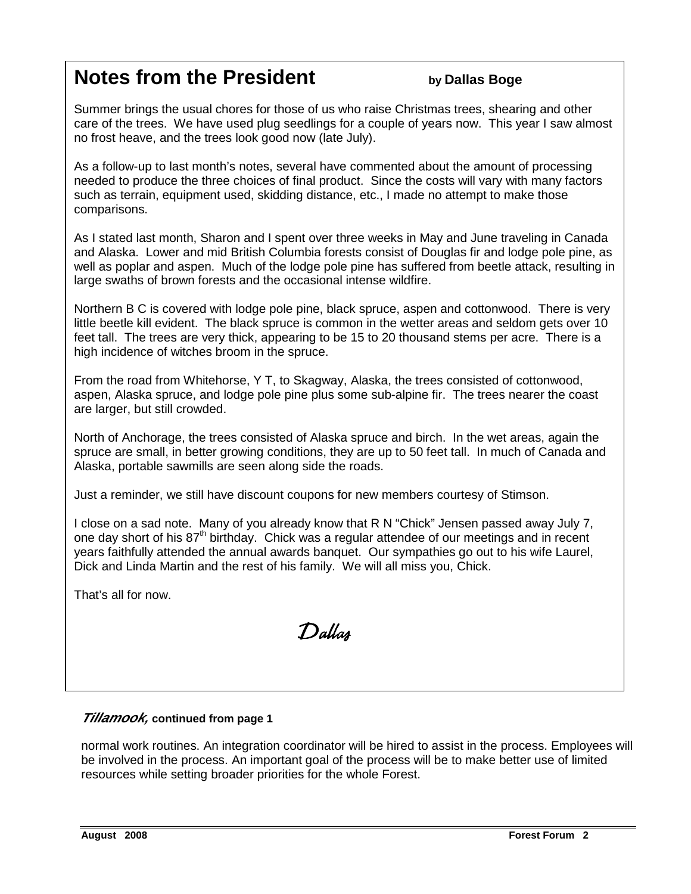# Notes from the President

**by Dallas Boge**

Summer brings the usual chores for those of us who raise Christmas trees, shearing and other care of the trees. We have used plug seedlings for a couple of years now. This year I saw almost no frost heave, and the trees look good now (late July).

As a follow-up to last month's notes, several have commented about the amount of processing needed to produce the three choices of final product. Since the costs will vary with many factors such as terrain, equipment used, skidding distance, etc., I made no attempt to make those comparisons.

As I stated last month, Sharon and I spent over three weeks in May and June traveling in Canada and Alaska. Lower and mid British Columbia forests consist of Douglas fir and lodge pole pine, as well as poplar and aspen. Much of the lodge pole pine has suffered from beetle attack, resulting in large swaths of brown forests and the occasional intense wildfire.

Northern B C is covered with lodge pole pine, black spruce, aspen and cottonwood. There is very little beetle kill evident. The black spruce is common in the wetter areas and seldom gets over 10 feet tall. The trees are very thick, appearing to be 15 to 20 thousand stems per acre. There is a high incidence of witches broom in the spruce.

From the road from Whitehorse, Y T, to Skagway, Alaska, the trees consisted of cottonwood, aspen, Alaska spruce, and lodge pole pine plus some sub-alpine fir. The trees nearer the coast are larger, but still crowded.

North of Anchorage, the trees consisted of Alaska spruce and birch. In the wet areas, again the spruce are small, in better growing conditions, they are up to 50 feet tall. In much of Canada and Alaska, portable sawmills are seen along side the roads.

Just a reminder, we still have discount coupons for new members courtesy of Stimson.

I close on a sad note. Many of you already know that R N "Chick" Jensen passed away July 7, one day short of his 87th birthday. Chick was a regular attendee of our meetings and in recent years faithfully attended the annual awards banquet. Our sympathies go out to his wife Laurel, Dick and Linda Martin and the rest of his family. We will all miss you, Chick.

That's all for now.

*Dallas*

***Tillamook,*** **continued from page 1**

normal work routines. An integration coordinator will be hired to assist in the process. Employees will be involved in the process. An important goal of the process will be to make better use of limited resources while setting broader priorities for the whole Forest.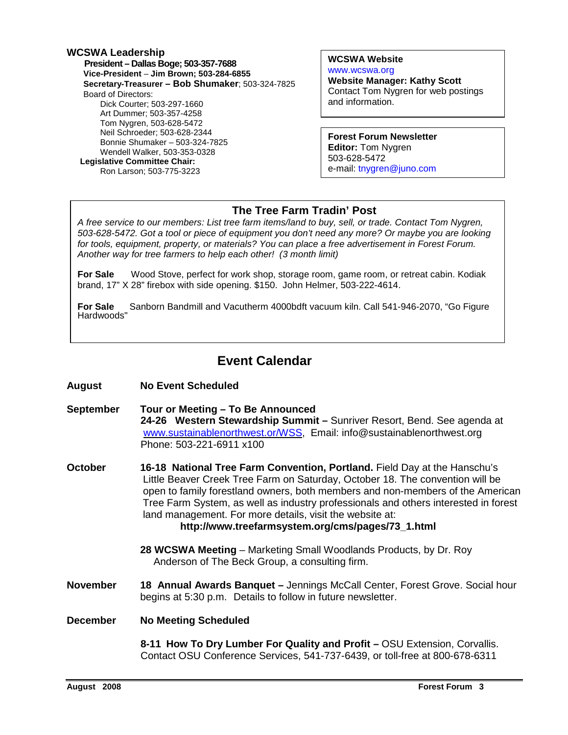**WCSWA Leadership**

**President – Dallas Boge; 503-357-7688**
**Vice-President – Jim Brown; 503-284-6855**
**Secretary-Treasurer – Bob Shumaker**; 503-324-7825
Board of Directors:
- Dick Courter; 503-297-1660
- Art Dummer; 503-357-4258
- Tom Nygren, 503-628-5472
- Neil Schroeder; 503-628-2344
- Bonnie Shumaker – 503-324-7825
- Wendell Walker, 503-353-0328

**Legislative Committee Chair:**
Ron Larson; 503-775-3223

**WCSWA Website**
www.wcswa.org
**Website Manager: Kathy Scott**
Contact Tom Nygren for web postings and information.

**Forest Forum Newsletter**
**Editor:** Tom Nygren
503-628-5472
e-mail: tnygren@juno.com

## The Tree Farm Tradin' Post

*A free service to our members: List tree farm items/land to buy, sell, or trade. Contact Tom Nygren, 503-628-5472. Got a tool or piece of equipment you don't need any more? Or maybe you are looking for tools, equipment, property, or materials? You can place a free advertisement in Forest Forum. Another way for tree farmers to help each other! (3 month limit)*

**For Sale** Wood Stove, perfect for work shop, storage room, game room, or retreat cabin. Kodiak brand, 17" X 28" firebox with side opening. $150. John Helmer, 503-222-4614.

**For Sale** Sanborn Bandmill and Vacutherm 4000bdft vacuum kiln. Call 541-946-2070, "Go Figure Hardwoods"

## Event Calendar

**August** — **No Event Scheduled**

**September** — **Tour or Meeting – To Be Announced**

**24-26 Western Stewardship Summit –** Sunriver Resort, Bend. See agenda at www.sustainablenorthwest.or/WSS, Email: info@sustainablenorthwest.org Phone: 503-221-6911 x100

**October** — **16-18 National Tree Farm Convention, Portland.** Field Day at the Hanschu's Little Beaver Creek Tree Farm on Saturday, October 18. The convention will be open to family forestland owners, both members and non-members of the American Tree Farm System, as well as industry professionals and others interested in forest land management. For more details, visit the website at:
**http://www.treefarmsystem.org/cms/pages/73_1.html**

**28 WCSWA Meeting** – Marketing Small Woodlands Products, by Dr. Roy Anderson of The Beck Group, a consulting firm.

**November** — **18 Annual Awards Banquet –** Jennings McCall Center, Forest Grove. Social hour begins at 5:30 p.m. Details to follow in future newsletter.

**December** — **No Meeting Scheduled**

**8-11 How To Dry Lumber For Quality and Profit –** OSU Extension, Corvallis. Contact OSU Conference Services, 541-737-6439, or toll-free at 800-678-6311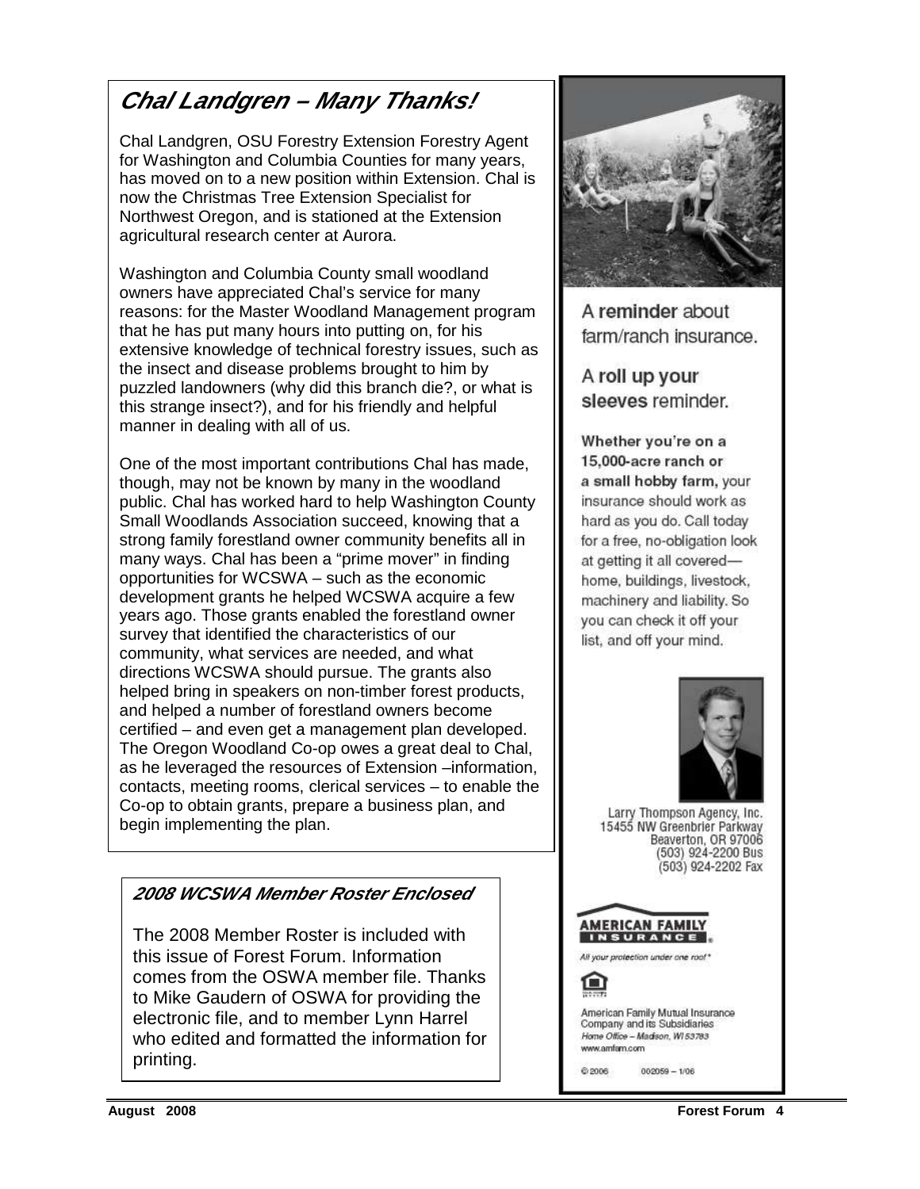## *Chal Landgren – Many Thanks!*

Chal Landgren, OSU Forestry Extension Forestry Agent for Washington and Columbia Counties for many years, has moved on to a new position within Extension. Chal is now the Christmas Tree Extension Specialist for Northwest Oregon, and is stationed at the Extension agricultural research center at Aurora.

Washington and Columbia County small woodland owners have appreciated Chal's service for many reasons: for the Master Woodland Management program that he has put many hours into putting on, for his extensive knowledge of technical forestry issues, such as the insect and disease problems brought to him by puzzled landowners (why did this branch die?, or what is this strange insect?), and for his friendly and helpful manner in dealing with all of us.

One of the most important contributions Chal has made, though, may not be known by many in the woodland public. Chal has worked hard to help Washington County Small Woodlands Association succeed, knowing that a strong family forestland owner community benefits all in many ways. Chal has been a "prime mover" in finding opportunities for WCSWA – such as the economic development grants he helped WCSWA acquire a few years ago. Those grants enabled the forestland owner survey that identified the characteristics of our community, what services are needed, and what directions WCSWA should pursue. The grants also helped bring in speakers on non-timber forest products, and helped a number of forestland owners become certified – and even get a management plan developed. The Oregon Woodland Co-op owes a great deal to Chal, as he leveraged the resources of Extension –information, contacts, meeting rooms, clerical services – to enable the Co-op to obtain grants, prepare a business plan, and begin implementing the plan.

### *2008 WCSWA Member Roster Enclosed*

The 2008 Member Roster is included with this issue of Forest Forum. Information comes from the OSWA member file. Thanks to Mike Gaudern of OSWA for providing the electronic file, and to member Lynn Harrel who edited and formatted the information for printing.

A **reminder** about farm/ranch insurance.

A **roll up your sleeves** reminder.

**Whether you're on a 15,000-acre ranch or a small hobby farm,** your insurance should work as hard as you do. Call today for a free, no-obligation look at getting it all covered—home, buildings, livestock, machinery and liability. So you can check it off your list, and off your mind.

Larry Thompson Agency, Inc.
15455 NW Greenbrier Parkway
Beaverton, OR 97006
(503) 924-2200 Bus
(503) 924-2202 Fax

**AMERICAN FAMILY INSURANCE**

*All your protection under one roof*

American Family Mutual Insurance Company and its Subsidiaries
*Home Office – Madison, WI 53783*
www.amfam.com

© 2006 002059 – 1/06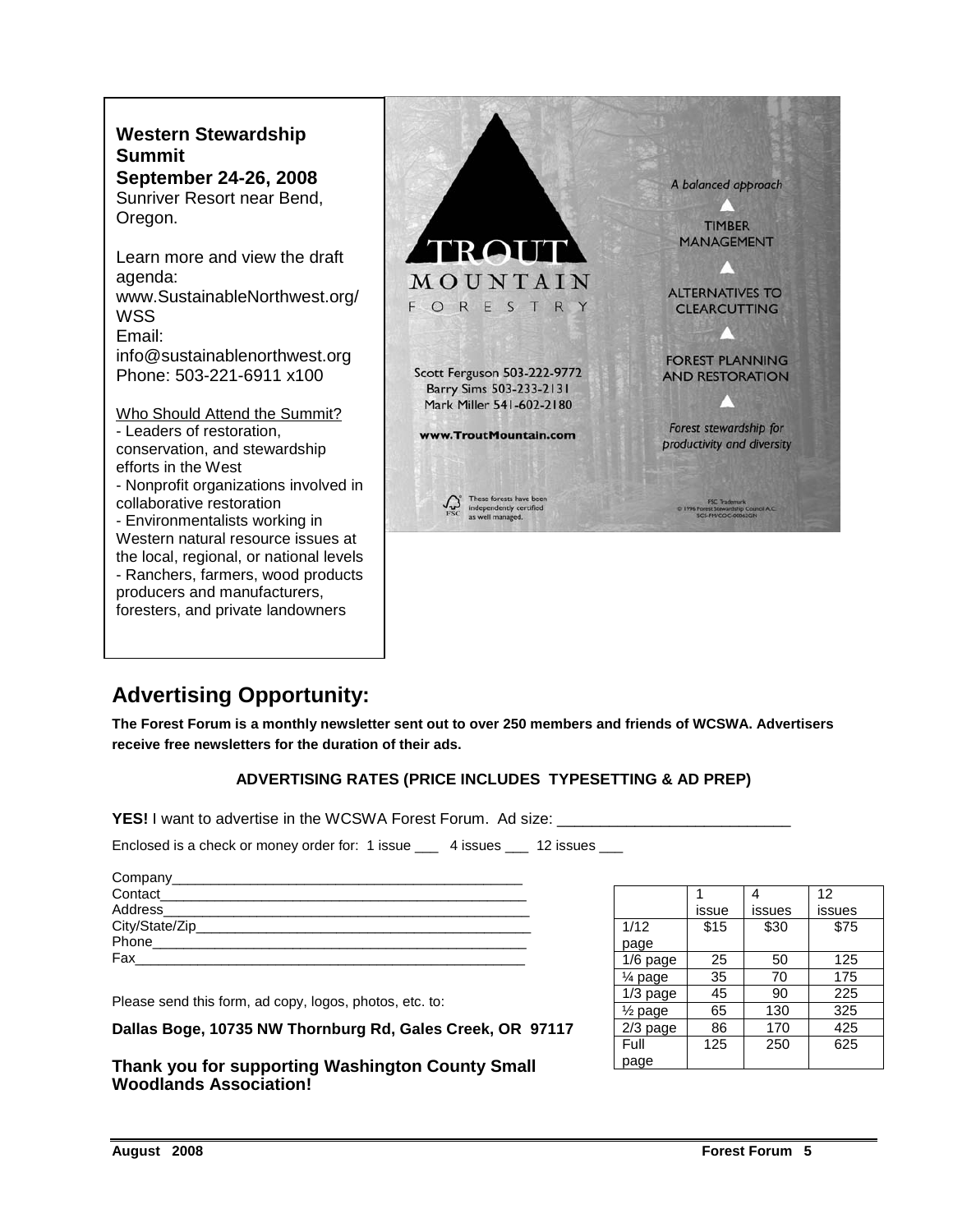**Western Stewardship Summit**
**September 24-26, 2008**
Sunriver Resort near Bend, Oregon.

Learn more and view the draft agenda:
www.SustainableNorthwest.org/WSS
Email:
info@sustainablenorthwest.org
Phone: 503-221-6911 x100

Who Should Attend the Summit?
- Leaders of restoration, conservation, and stewardship efforts in the West
- Nonprofit organizations involved in collaborative restoration
- Environmentalists working in Western natural resource issues at the local, regional, or national levels
- Ranchers, farmers, wood products producers and manufacturers, foresters, and private landowners

TROUT MOUNTAIN FORESTRY

Scott Ferguson 503-222-9772
Barry Sims 503-233-2131
Mark Miller 541-602-2180

www.TroutMountain.com

These forests have been independently certified as well managed.

*A balanced approach*

TIMBER MANAGEMENT

ALTERNATIVES TO CLEARCUTTING

FOREST PLANNING AND RESTORATION

*Forest stewardship for productivity and diversity*

FSC Trademark
© 1996 Forest Stewardship Council A.C.
SCS-FM/COC-00062GN

## Advertising Opportunity:

**The Forest Forum is a monthly newsletter sent out to over 250 members and friends of WCSWA. Advertisers receive free newsletters for the duration of their ads.**

**ADVERTISING RATES (PRICE INCLUDES TYPESETTING & AD PREP)**

**YES!** I want to advertise in the WCSWA Forest Forum. Ad size: ___________________________

Enclosed is a check or money order for: 1 issue ___ 4 issues ___ 12 issues ___

Company_____________________________________________
Contact______________________________________________
Address______________________________________________
City/State/Zip_________________________________________
Phone_______________________________________________
Fax_________________________________________________

| | 1 issue | 4 issues | 12 issues |
|---|---|---|---|
| 1/12 page | $15 | $30 | $75 |
| 1/6 page | 25 | 50 | 125 |
| ¼ page | 35 | 70 | 175 |
| 1/3 page | 45 | 90 | 225 |
| ½ page | 65 | 130 | 325 |
| 2/3 page | 86 | 170 | 425 |
| Full page | 125 | 250 | 625 |

Please send this form, ad copy, logos, photos, etc. to:

**Dallas Boge, 10735 NW Thornburg Rd, Gales Creek, OR 97117**

**Thank you for supporting Washington County Small Woodlands Association!**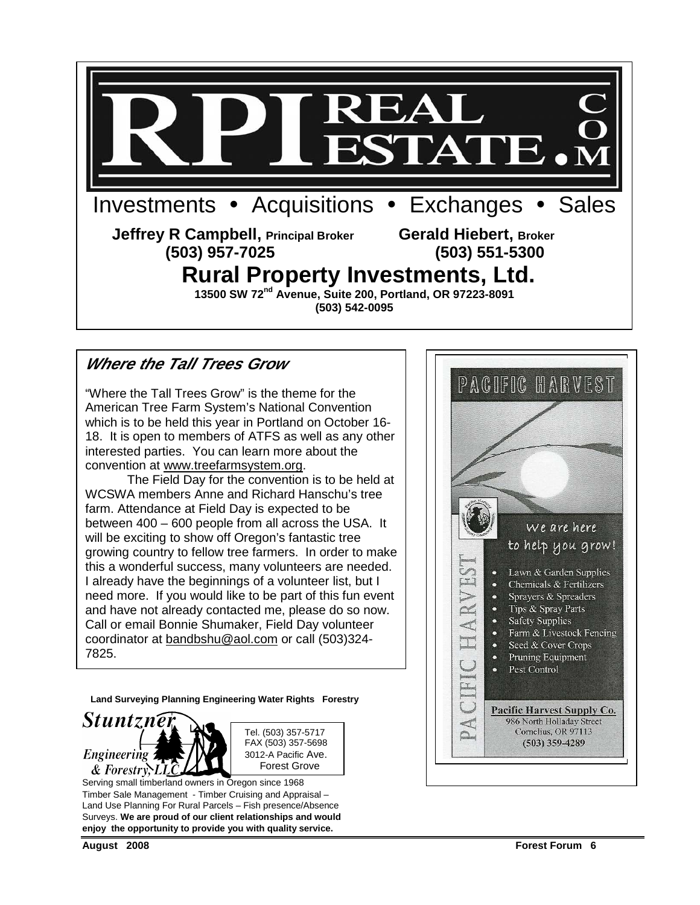# RPI REAL ESTATE.COM

Investments • Acquisitions • Exchanges • Sales

**Jeffrey R Campbell, Principal Broker** **(503) 957-7025**

**Gerald Hiebert, Broker** **(503) 551-5300**

## Rural Property Investments, Ltd.

**13500 SW 72nd Avenue, Suite 200, Portland, OR 97223-8091**
**(503) 542-0095**

## *Where the Tall Trees Grow*

"Where the Tall Trees Grow" is the theme for the American Tree Farm System's National Convention which is to be held this year in Portland on October 16-18. It is open to members of ATFS as well as any other interested parties. You can learn more about the convention at www.treefarmsystem.org.

The Field Day for the convention is to be held at WCSWA members Anne and Richard Hanschu's tree farm. Attendance at Field Day is expected to be between 400 – 600 people from all across the USA. It will be exciting to show off Oregon's fantastic tree growing country to fellow tree farmers. In order to make this a wonderful success, many volunteers are needed. I already have the beginnings of a volunteer list, but I need more. If you would like to be part of this fun event and have not already contacted me, please do so now. Call or email Bonnie Shumaker, Field Day volunteer coordinator at bandbshu@aol.com or call (503)324-7825.

**Land Surveying Planning Engineering Water Rights Forestry**

*Stuntzner Engineering & Forestry, LLC*

Tel. (503) 357-5717
FAX (503) 357-5698
3012-A Pacific Ave.
Forest Grove

Serving small timberland owners in Oregon since 1968
Timber Sale Management - Timber Cruising and Appraisal – Land Use Planning For Rural Parcels – Fish presence/Absence Surveys. **We are proud of our client relationships and would enjoy the opportunity to provide you with quality service.**

# PACIFIC HARVEST

*We are here to help you grow!*

- Lawn & Garden Supplies
- Chemicals & Fertilizers
- Sprayers & Spreaders
- Tips & Spray Parts
- Safety Supplies
- Farm & Livestock Fencing
- Seed & Cover Crops
- Pruning Equipment
- Pest Control

**Pacific Harvest Supply Co.**
986 North Holladay Street
Cornelius, OR 97113
(503) 359-4289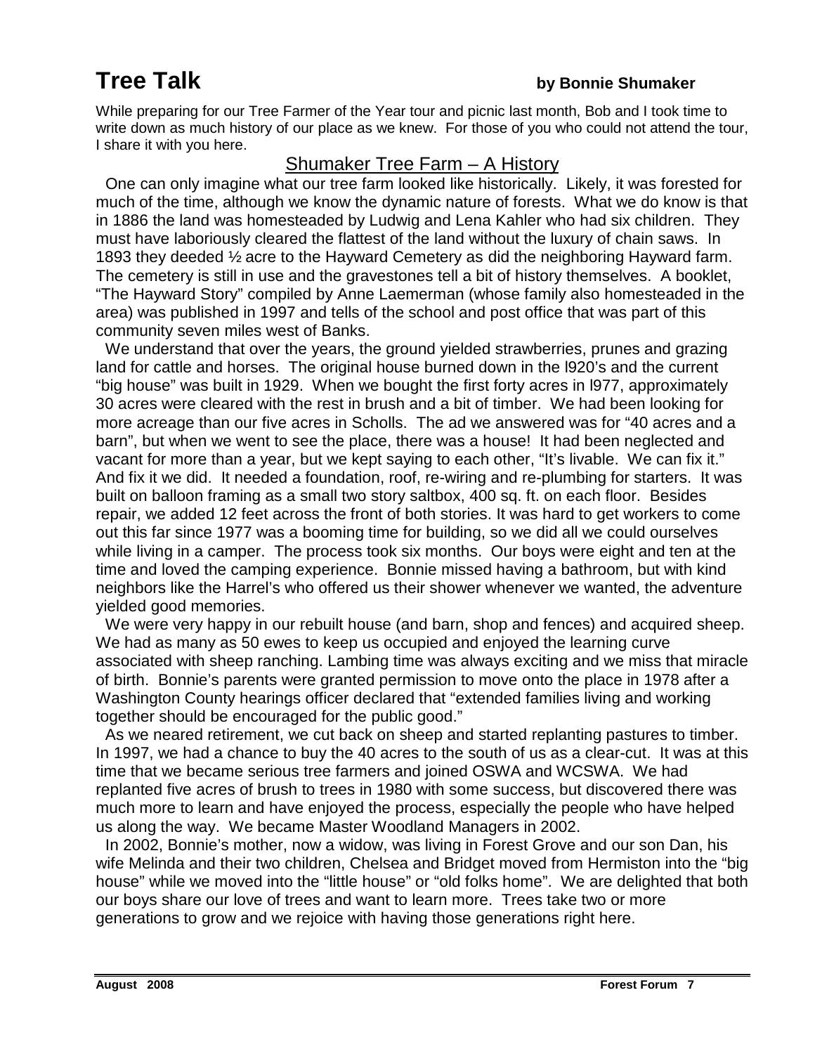# Tree Talk

**by Bonnie Shumaker**

While preparing for our Tree Farmer of the Year tour and picnic last month, Bob and I took time to write down as much history of our place as we knew. For those of you who could not attend the tour, I share it with you here.

## Shumaker Tree Farm – A History

One can only imagine what our tree farm looked like historically. Likely, it was forested for much of the time, although we know the dynamic nature of forests. What we do know is that in 1886 the land was homesteaded by Ludwig and Lena Kahler who had six children. They must have laboriously cleared the flattest of the land without the luxury of chain saws. In 1893 they deeded ½ acre to the Hayward Cemetery as did the neighboring Hayward farm. The cemetery is still in use and the gravestones tell a bit of history themselves. A booklet, "The Hayward Story" compiled by Anne Laemerman (whose family also homesteaded in the area) was published in 1997 and tells of the school and post office that was part of this community seven miles west of Banks.

We understand that over the years, the ground yielded strawberries, prunes and grazing land for cattle and horses. The original house burned down in the l920's and the current "big house" was built in 1929. When we bought the first forty acres in l977, approximately 30 acres were cleared with the rest in brush and a bit of timber. We had been looking for more acreage than our five acres in Scholls. The ad we answered was for "40 acres and a barn", but when we went to see the place, there was a house! It had been neglected and vacant for more than a year, but we kept saying to each other, "It's livable. We can fix it." And fix it we did. It needed a foundation, roof, re-wiring and re-plumbing for starters. It was built on balloon framing as a small two story saltbox, 400 sq. ft. on each floor. Besides repair, we added 12 feet across the front of both stories. It was hard to get workers to come out this far since 1977 was a booming time for building, so we did all we could ourselves while living in a camper. The process took six months. Our boys were eight and ten at the time and loved the camping experience. Bonnie missed having a bathroom, but with kind neighbors like the Harrel's who offered us their shower whenever we wanted, the adventure yielded good memories.

We were very happy in our rebuilt house (and barn, shop and fences) and acquired sheep. We had as many as 50 ewes to keep us occupied and enjoyed the learning curve associated with sheep ranching. Lambing time was always exciting and we miss that miracle of birth. Bonnie's parents were granted permission to move onto the place in 1978 after a Washington County hearings officer declared that "extended families living and working together should be encouraged for the public good."

As we neared retirement, we cut back on sheep and started replanting pastures to timber. In 1997, we had a chance to buy the 40 acres to the south of us as a clear-cut. It was at this time that we became serious tree farmers and joined OSWA and WCSWA. We had replanted five acres of brush to trees in 1980 with some success, but discovered there was much more to learn and have enjoyed the process, especially the people who have helped us along the way. We became Master Woodland Managers in 2002.

In 2002, Bonnie's mother, now a widow, was living in Forest Grove and our son Dan, his wife Melinda and their two children, Chelsea and Bridget moved from Hermiston into the "big house" while we moved into the "little house" or "old folks home". We are delighted that both our boys share our love of trees and want to learn more. Trees take two or more generations to grow and we rejoice with having those generations right here.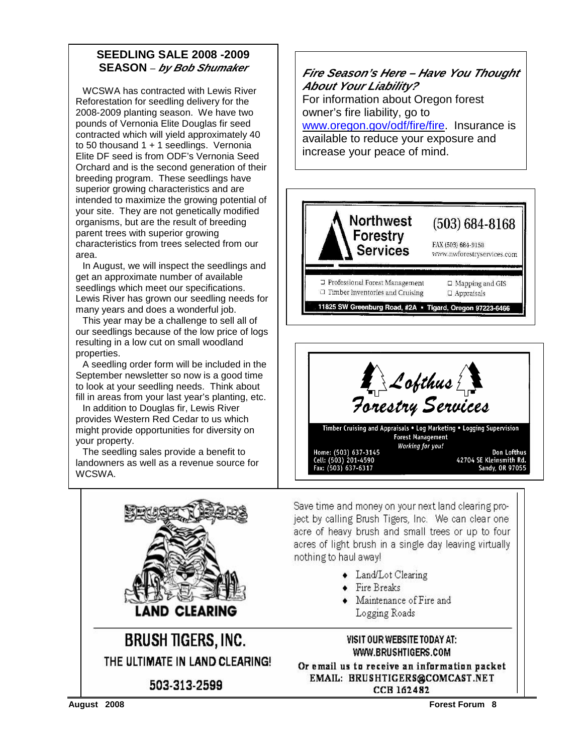## SEEDLING SALE 2008 -2009 SEASON – *by Bob Shumaker*

WCSWA has contracted with Lewis River Reforestation for seedling delivery for the 2008-2009 planting season. We have two pounds of Vernonia Elite Douglas fir seed contracted which will yield approximately 40 to 50 thousand 1 + 1 seedlings. Vernonia Elite DF seed is from ODF's Vernonia Seed Orchard and is the second generation of their breeding program. These seedlings have superior growing characteristics and are intended to maximize the growing potential of your site. They are not genetically modified organisms, but are the result of breeding parent trees with superior growing characteristics from trees selected from our area.

In August, we will inspect the seedlings and get an approximate number of available seedlings which meet our specifications. Lewis River has grown our seedling needs for many years and does a wonderful job.

This year may be a challenge to sell all of our seedlings because of the low price of logs resulting in a low cut on small woodland properties.

A seedling order form will be included in the September newsletter so now is a good time to look at your seedling needs. Think about fill in areas from your last year's planting, etc.

In addition to Douglas fir, Lewis River provides Western Red Cedar to us which might provide opportunities for diversity on your property.

The seedling sales provide a benefit to landowners as well as a revenue source for WCSWA.

### *Fire Season's Here – Have You Thought About Your Liability?*

For information about Oregon forest owner's fire liability, go to www.oregon.gov/odf/fire/fire. Insurance is available to reduce your exposure and increase your peace of mind.

---

**Northwest Forestry Services**

(503) 684-8168

FAX (503) 684-9158
www.nwforestryservices.com

- Professional Forest Management
- Timber Inventories and Cruising
- Mapping and GIS
- Appraisals

11825 SW Greenburg Road, #2A • Tigard, Oregon 97223-6466

---

**Lofthus Forestry Services**

Timber Cruising and Appraisals • Log Marketing • Logging Supervision
Forest Management
*Working for you!*

Home: (503) 637-3145
Cell: (503) 201-4590
Fax: (503) 637-6317

Don Lofthus
42704 SE Kleinsmith Rd.
Sandy, OR 97055

---

**BRUSH TIGERS — LAND CLEARING**

Save time and money on your next land clearing project by calling Brush Tigers, Inc. We can clear one acre of heavy brush and small trees or up to four acres of light brush in a single day leaving virtually nothing to haul away!

- Land/Lot Clearing
- Fire Breaks
- Maintenance of Fire and Logging Roads

**BRUSH TIGERS, INC.**
THE ULTIMATE IN LAND CLEARING!
503-313-2599

VISIT OUR WEBSITE TODAY AT:
WWW.BRUSHTIGERS.COM
Or email us to receive an information packet
EMAIL: BRUSHTIGERS@COMCAST.NET
CCB 162482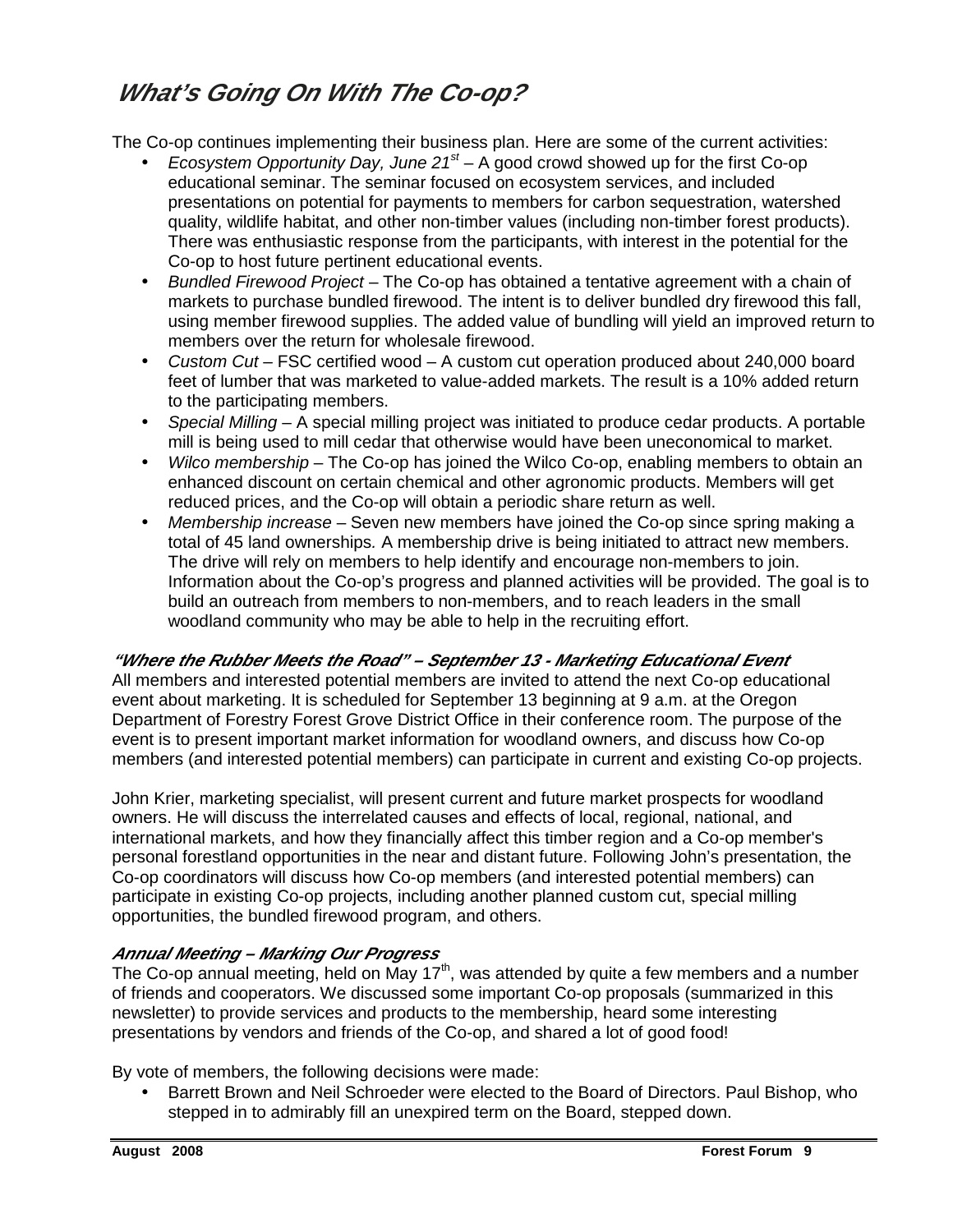## *What's Going On With The Co-op?*

The Co-op continues implementing their business plan. Here are some of the current activities:

- *Ecosystem Opportunity Day, June 21st* – A good crowd showed up for the first Co-op educational seminar. The seminar focused on ecosystem services, and included presentations on potential for payments to members for carbon sequestration, watershed quality, wildlife habitat, and other non-timber values (including non-timber forest products). There was enthusiastic response from the participants, with interest in the potential for the Co-op to host future pertinent educational events.
- *Bundled Firewood Project* – The Co-op has obtained a tentative agreement with a chain of markets to purchase bundled firewood. The intent is to deliver bundled dry firewood this fall, using member firewood supplies. The added value of bundling will yield an improved return to members over the return for wholesale firewood.
- *Custom Cut* – FSC certified wood – A custom cut operation produced about 240,000 board feet of lumber that was marketed to value-added markets. The result is a 10% added return to the participating members.
- *Special Milling* – A special milling project was initiated to produce cedar products. A portable mill is being used to mill cedar that otherwise would have been uneconomical to market.
- *Wilco membership* – The Co-op has joined the Wilco Co-op, enabling members to obtain an enhanced discount on certain chemical and other agronomic products. Members will get reduced prices, and the Co-op will obtain a periodic share return as well.
- *Membership increase* – Seven new members have joined the Co-op since spring making a total of 45 land ownerships. A membership drive is being initiated to attract new members. The drive will rely on members to help identify and encourage non-members to join. Information about the Co-op's progress and planned activities will be provided. The goal is to build an outreach from members to non-members, and to reach leaders in the small woodland community who may be able to help in the recruiting effort.

#### *"Where the Rubber Meets the Road" – September 13 - Marketing Educational Event*

All members and interested potential members are invited to attend the next Co-op educational event about marketing. It is scheduled for September 13 beginning at 9 a.m. at the Oregon Department of Forestry Forest Grove District Office in their conference room. The purpose of the event is to present important market information for woodland owners, and discuss how Co-op members (and interested potential members) can participate in current and existing Co-op projects.

John Krier, marketing specialist, will present current and future market prospects for woodland owners. He will discuss the interrelated causes and effects of local, regional, national, and international markets, and how they financially affect this timber region and a Co-op member's personal forestland opportunities in the near and distant future. Following John's presentation, the Co-op coordinators will discuss how Co-op members (and interested potential members) can participate in existing Co-op projects, including another planned custom cut, special milling opportunities, the bundled firewood program, and others.

#### *Annual Meeting – Marking Our Progress*

The Co-op annual meeting, held on May 17th, was attended by quite a few members and a number of friends and cooperators. We discussed some important Co-op proposals (summarized in this newsletter) to provide services and products to the membership, heard some interesting presentations by vendors and friends of the Co-op, and shared a lot of good food!

By vote of members, the following decisions were made:

- Barrett Brown and Neil Schroeder were elected to the Board of Directors. Paul Bishop, who stepped in to admirably fill an unexpired term on the Board, stepped down.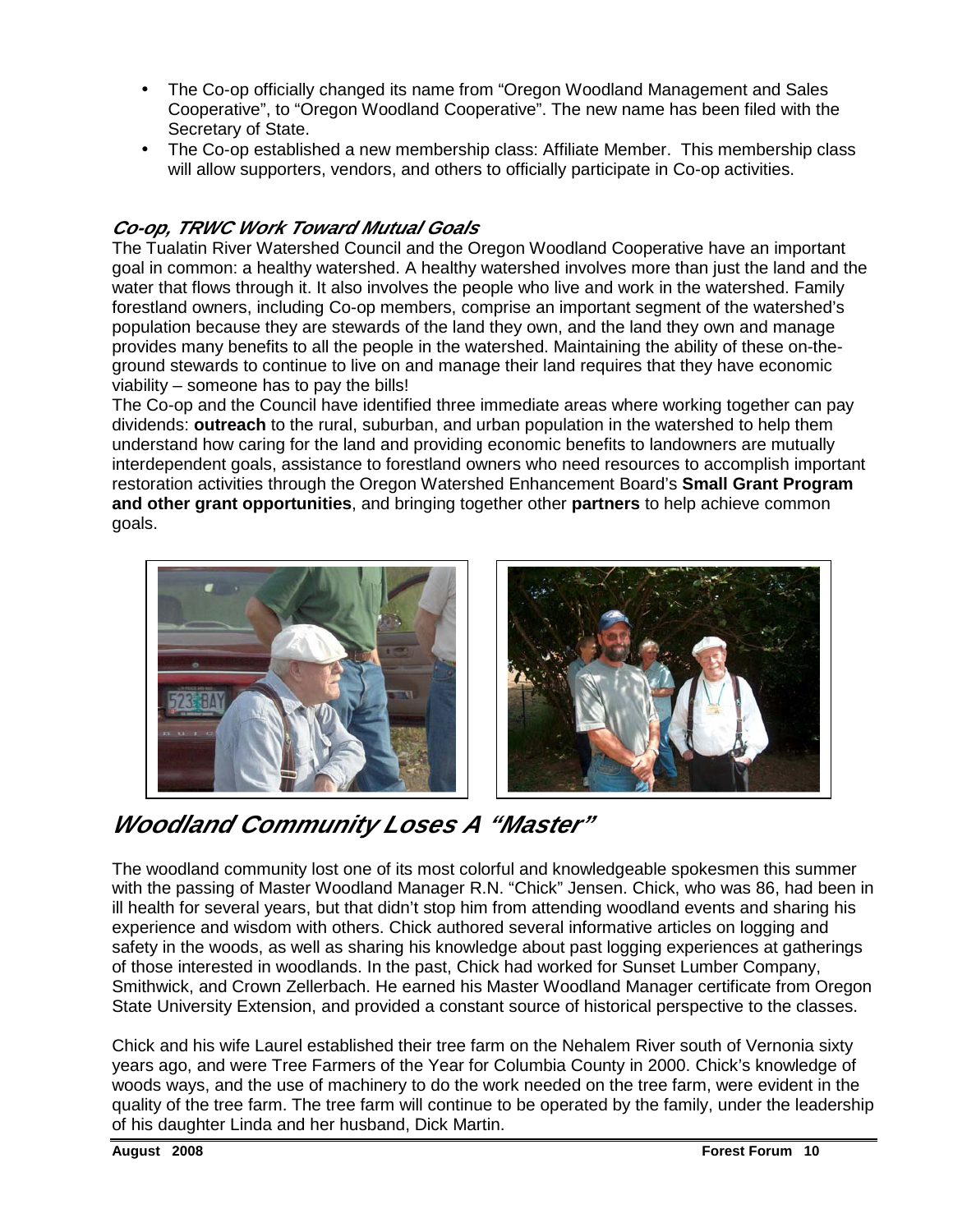- The Co-op officially changed its name from "Oregon Woodland Management and Sales Cooperative", to "Oregon Woodland Cooperative". The new name has been filed with the Secretary of State.
- The Co-op established a new membership class: Affiliate Member. This membership class will allow supporters, vendors, and others to officially participate in Co-op activities.

### *Co-op, TRWC Work Toward Mutual Goals*

The Tualatin River Watershed Council and the Oregon Woodland Cooperative have an important goal in common: a healthy watershed. A healthy watershed involves more than just the land and the water that flows through it. It also involves the people who live and work in the watershed. Family forestland owners, including Co-op members, comprise an important segment of the watershed's population because they are stewards of the land they own, and the land they own and manage provides many benefits to all the people in the watershed. Maintaining the ability of these on-the-ground stewards to continue to live on and manage their land requires that they have economic viability – someone has to pay the bills!

The Co-op and the Council have identified three immediate areas where working together can pay dividends: **outreach** to the rural, suburban, and urban population in the watershed to help them understand how caring for the land and providing economic benefits to landowners are mutually interdependent goals, assistance to forestland owners who need resources to accomplish important restoration activities through the Oregon Watershed Enhancement Board's **Small Grant Program and other grant opportunities**, and bringing together other **partners** to help achieve common goals.

## *Woodland Community Loses A "Master"*

The woodland community lost one of its most colorful and knowledgeable spokesmen this summer with the passing of Master Woodland Manager R.N. "Chick" Jensen. Chick, who was 86, had been in ill health for several years, but that didn't stop him from attending woodland events and sharing his experience and wisdom with others. Chick authored several informative articles on logging and safety in the woods, as well as sharing his knowledge about past logging experiences at gatherings of those interested in woodlands. In the past, Chick had worked for Sunset Lumber Company, Smithwick, and Crown Zellerbach. He earned his Master Woodland Manager certificate from Oregon State University Extension, and provided a constant source of historical perspective to the classes.

Chick and his wife Laurel established their tree farm on the Nehalem River south of Vernonia sixty years ago, and were Tree Farmers of the Year for Columbia County in 2000. Chick's knowledge of woods ways, and the use of machinery to do the work needed on the tree farm, were evident in the quality of the tree farm. The tree farm will continue to be operated by the family, under the leadership of his daughter Linda and her husband, Dick Martin.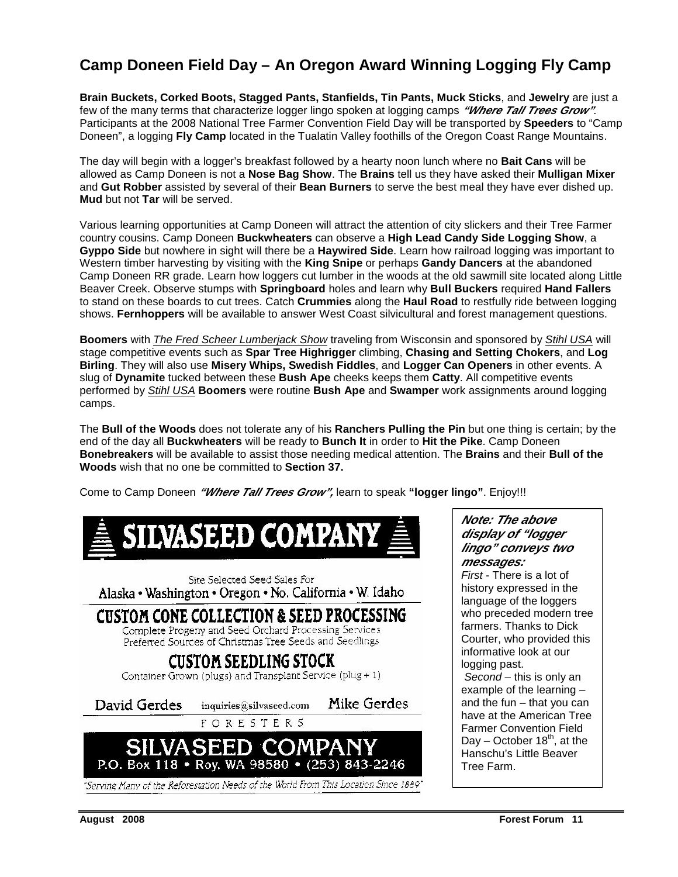## Camp Doneen Field Day – An Oregon Award Winning Logging Fly Camp

**Brain Buckets, Corked Boots, Stagged Pants, Stanfields, Tin Pants, Muck Sticks**, and **Jewelry** are just a few of the many terms that characterize logger lingo spoken at logging camps ***"Where Tall Trees Grow"***. Participants at the 2008 National Tree Farmer Convention Field Day will be transported by **Speeders** to "Camp Doneen", a logging **Fly Camp** located in the Tualatin Valley foothills of the Oregon Coast Range Mountains.

The day will begin with a logger's breakfast followed by a hearty noon lunch where no **Bait Cans** will be allowed as Camp Doneen is not a **Nose Bag Show**. The **Brains** tell us they have asked their **Mulligan Mixer** and **Gut Robber** assisted by several of their **Bean Burners** to serve the best meal they have ever dished up. **Mud** but not **Tar** will be served.

Various learning opportunities at Camp Doneen will attract the attention of city slickers and their Tree Farmer country cousins. Camp Doneen **Buckwheaters** can observe a **High Lead Candy Side Logging Show**, a **Gyppo Side** but nowhere in sight will there be a **Haywired Side**. Learn how railroad logging was important to Western timber harvesting by visiting with the **King Snipe** or perhaps **Gandy Dancers** at the abandoned Camp Doneen RR grade. Learn how loggers cut lumber in the woods at the old sawmill site located along Little Beaver Creek. Observe stumps with **Springboard** holes and learn why **Bull Buckers** required **Hand Fallers** to stand on these boards to cut trees. Catch **Crummies** along the **Haul Road** to restfully ride between logging shows. **Fernhoppers** will be available to answer West Coast silvicultural and forest management questions.

**Boomers** with *The Fred Scheer Lumberjack Show* traveling from Wisconsin and sponsored by *Stihl USA* will stage competitive events such as **Spar Tree Highrigger** climbing, **Chasing and Setting Chokers**, and **Log Birling**. They will also use **Misery Whips, Swedish Fiddles**, and **Logger Can Openers** in other events. A slug of **Dynamite** tucked between these **Bush Ape** cheeks keeps them **Catty**. All competitive events performed by *Stihl USA* **Boomers** were routine **Bush Ape** and **Swamper** work assignments around logging camps.

The **Bull of the Woods** does not tolerate any of his **Ranchers Pulling the Pin** but one thing is certain; by the end of the day all **Buckwheaters** will be ready to **Bunch It** in order to **Hit the Pike**. Camp Doneen **Bonebreakers** will be available to assist those needing medical attention. The **Brains** and their **Bull of the Woods** wish that no one be committed to **Section 37.**

Come to Camp Doneen ***"Where Tall Trees Grow",*** learn to speak **"logger lingo"**. Enjoy!!!

**SILVASEED COMPANY**

Site Selected Seed Sales For
Alaska • Washington • Oregon • No. California • W. Idaho

**CUSTOM CONE COLLECTION & SEED PROCESSING**

Complete Progeny and Seed Orchard Processing Services
Preferred Sources of Christmas Tree Seeds and Seedlings

**CUSTOM SEEDLING STOCK**

Container Grown (plugs) and Transplant Service (plug + 1)

David Gerdes — inquiries@silvaseed.com — Mike Gerdes

FORESTERS

**SILVASEED COMPANY**
P.O. Box 118 • Roy, WA 98580 • (253) 843-2246

*"Serving Many of the Reforestation Needs of the World From This Location Since 1889"*

***Note: The above display of "logger lingo" conveys two messages:***

*First* - There is a lot of history expressed in the language of the loggers who preceded modern tree farmers. Thanks to Dick Courter, who provided this informative look at our logging past.

*Second* – this is only an example of the learning – and the fun – that you can have at the American Tree Farmer Convention Field Day – October 18th, at the Hanschu's Little Beaver Tree Farm.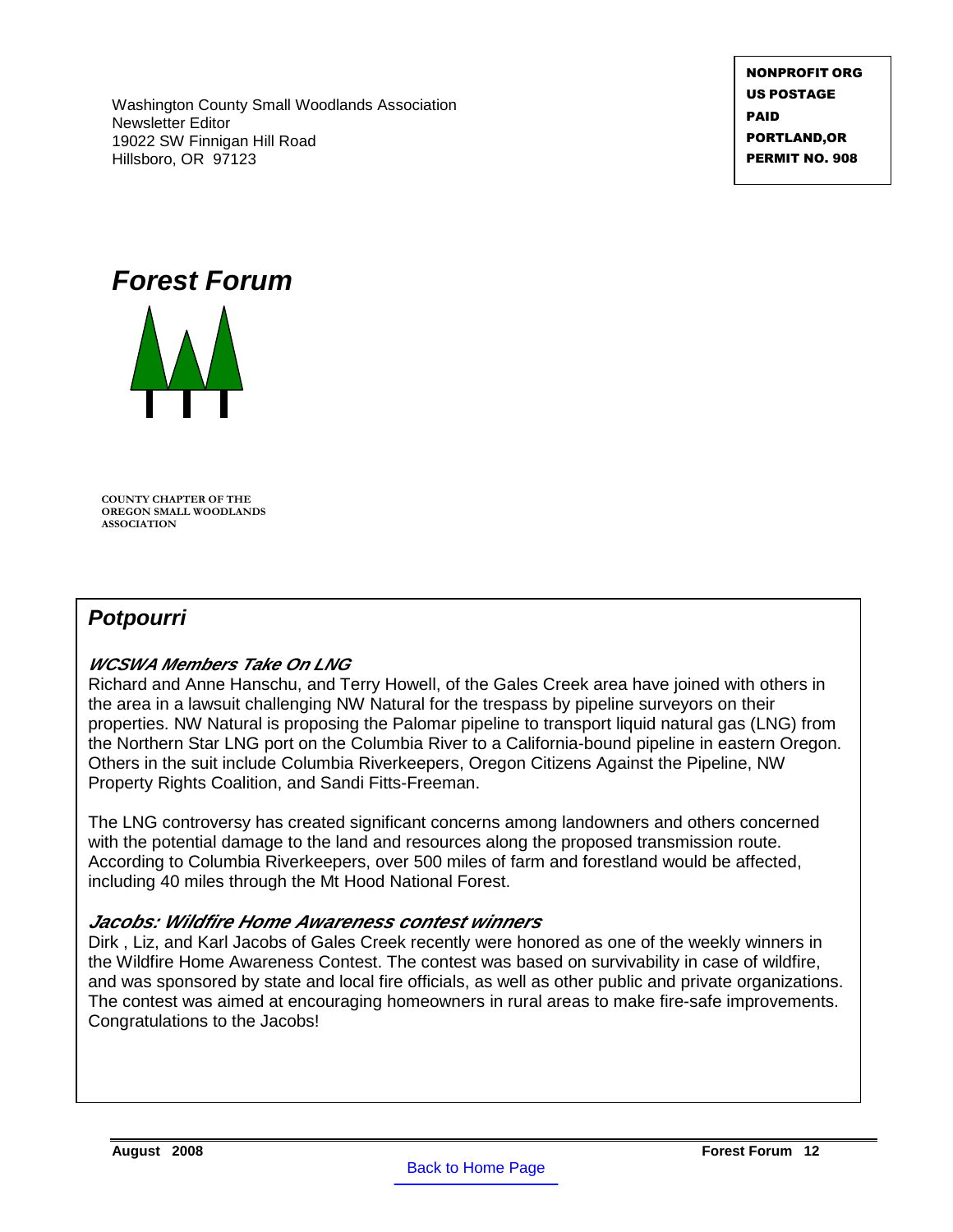Washington County Small Woodlands Association
Newsletter Editor
19022 SW Finnigan Hill Road
Hillsboro, OR 97123

NONPROFIT ORG
US POSTAGE
PAID
PORTLAND,OR
PERMIT NO. 908

# *Forest Forum*

COUNTY CHAPTER OF THE
OREGON SMALL WOODLANDS
ASSOCIATION

## *Potpourri*

### *WCSWA Members Take On LNG*

Richard and Anne Hanschu, and Terry Howell, of the Gales Creek area have joined with others in the area in a lawsuit challenging NW Natural for the trespass by pipeline surveyors on their properties. NW Natural is proposing the Palomar pipeline to transport liquid natural gas (LNG) from the Northern Star LNG port on the Columbia River to a California-bound pipeline in eastern Oregon. Others in the suit include Columbia Riverkeepers, Oregon Citizens Against the Pipeline, NW Property Rights Coalition, and Sandi Fitts-Freeman.

The LNG controversy has created significant concerns among landowners and others concerned with the potential damage to the land and resources along the proposed transmission route. According to Columbia Riverkeepers, over 500 miles of farm and forestland would be affected, including 40 miles through the Mt Hood National Forest.

### *Jacobs: Wildfire Home Awareness contest winners*

Dirk , Liz, and Karl Jacobs of Gales Creek recently were honored as one of the weekly winners in the Wildfire Home Awareness Contest. The contest was based on survivability in case of wildfire, and was sponsored by state and local fire officials, as well as other public and private organizations. The contest was aimed at encouraging homeowners in rural areas to make fire-safe improvements. Congratulations to the Jacobs!

Back to Home Page